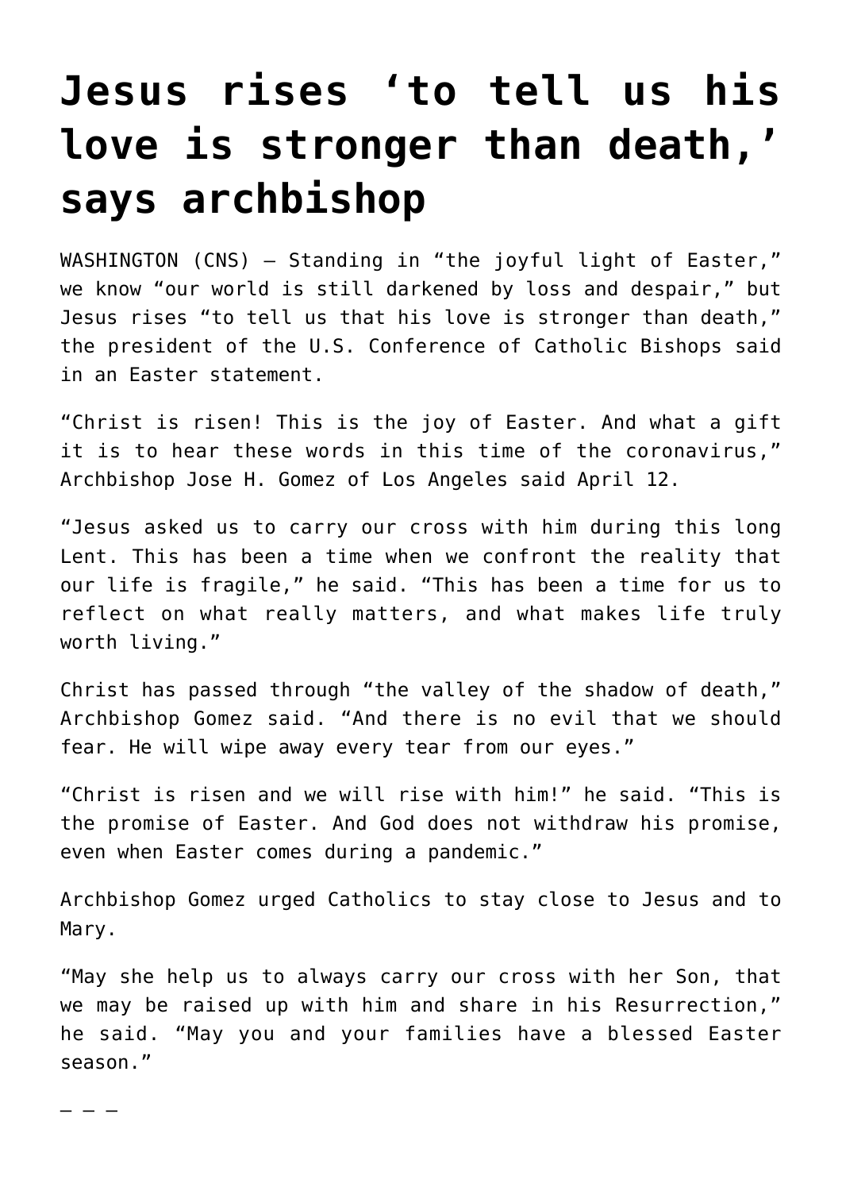# Jesus rises 'to tell us his love is stronger than death,' says archbishop

WASHINGTON (CNS) — Standing in "the joyful light of Easter," we know "our world is still darkened by loss and despair," but Jesus rises "to tell us that his love is stronger than death," the president of the U.S. Conference of Catholic Bishops said in an Easter statement.

"Christ is risen! This is the joy of Easter. And what a gift it is to hear these words in this time of the coronavirus," Archbishop Jose H. Gomez of Los Angeles said April 12.

"Jesus asked us to carry our cross with him during this long Lent. This has been a time when we confront the reality that our life is fragile," he said. "This has been a time for us to reflect on what really matters, and what makes life truly worth living."

Christ has passed through "the valley of the shadow of death," Archbishop Gomez said. "And there is no evil that we should fear. He will wipe away every tear from our eyes."

"Christ is risen and we will rise with him!" he said. "This is the promise of Easter. And God does not withdraw his promise, even when Easter comes during a pandemic."

Archbishop Gomez urged Catholics to stay close to Jesus and to Mary.

"May she help us to always carry our cross with her Son, that we may be raised up with him and share in his Resurrection," he said. "May you and your families have a blessed Easter season."

– – –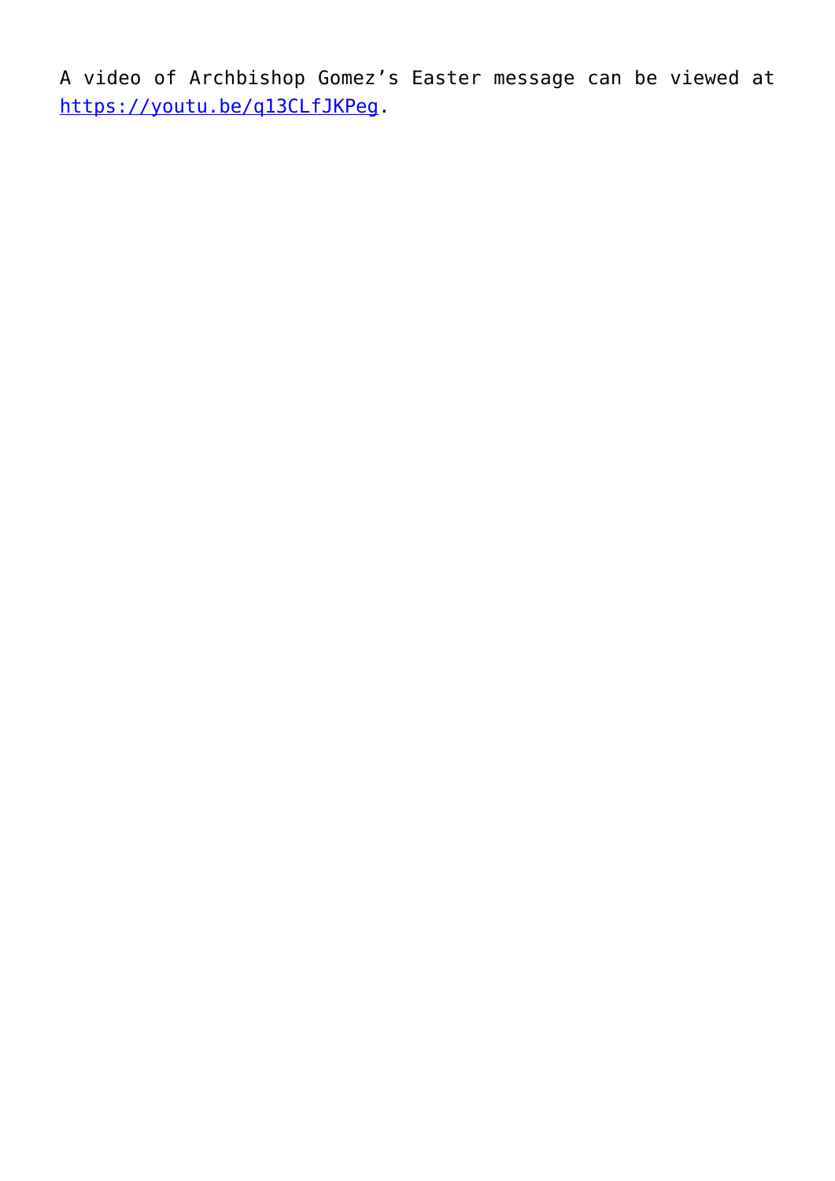A video of Archbishop Gomez’s Easter message can be viewed at https://youtu.be/q13CLfJKPeg.